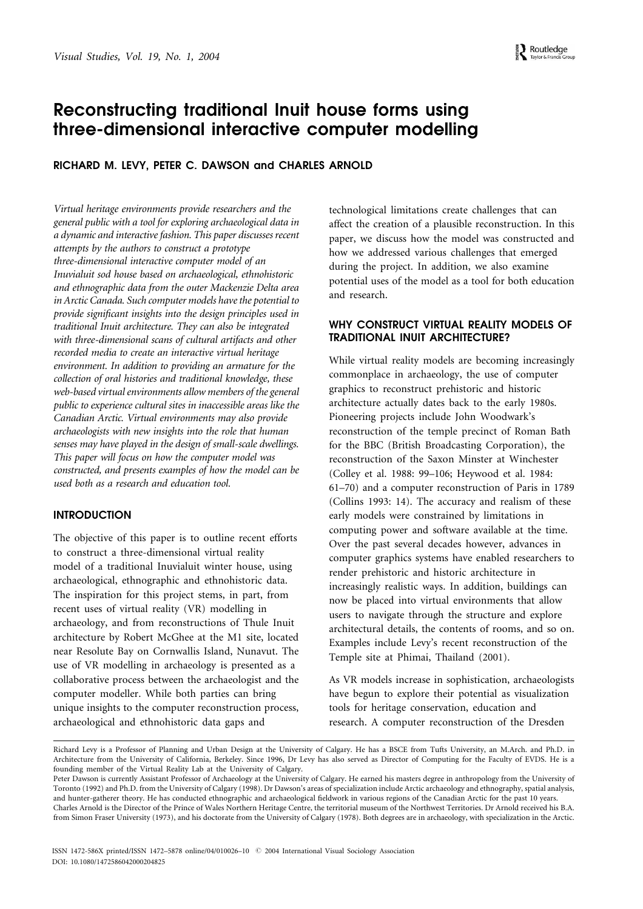# Reconstructing traditional Inuit house forms using three-dimensional interactive computer modelling

**RICHARD M. LEVY, PETER C. DAWSON and CHARLES ARNOLD**

*Virtual heritage environments provide researchers and the general public with a tool for exploring archaeological data in a dynamic and interactive fashion. This paper discusses recent attempts by the authors to construct a prototype three-dimensional interactive computer model of an Inuvialuit sod house based on archaeological, ethnohistoric and ethnographic data from the outer Mackenzie Delta area in Arctic Canada. Such computer models have the potential to provide significant insights into the design principles used in traditional Inuit architecture. They can also be integrated with three-dimensional scans of cultural artifacts and other recorded media to create an interactive virtual heritage environment. In addition to providing an armature for the collection of oral histories and traditional knowledge, these web-based virtual environments allow members of the general public to experience cultural sites in inaccessible areas like the Canadian Arctic. Virtual environments may also provide archaeologists with new insights into the role that human senses may have played in the design of small-scale dwellings. This paper will focus on how the computer model was constructed, and presents examples of how the model can be used both as a research and education tool.*

## INTRODUCTION

The objective of this paper is to outline recent efforts to construct a three-dimensional virtual reality model of a traditional Inuvialuit winter house, using archaeological, ethnographic and ethnohistoric data. The inspiration for this project stems, in part, from recent uses of virtual reality (VR) modelling in archaeology, and from reconstructions of Thule Inuit architecture by Robert McGhee at the M1 site, located near Resolute Bay on Cornwallis Island, Nunavut. The use of VR modelling in archaeology is presented as a collaborative process between the archaeologist and the computer modeller. While both parties can bring unique insights to the computer reconstruction process, archaeological and ethnohistoric data gaps and technological limitations create challenges that can affect the creation of a plausible reconstruction. In this paper, we discuss how the model was constructed and how we addressed various challenges that emerged during the project. In addition, we also examine potential uses of the model as a tool for both education and research.

## WHY CONSTRUCT VIRTUAL REALITY MODELS OF TRADITIONAL INUIT ARCHITECTURE?

While virtual reality models are becoming increasingly commonplace in archaeology, the use of computer graphics to reconstruct prehistoric and historic architecture actually dates back to the early 1980s. Pioneering projects include John Woodwark's reconstruction of the temple precinct of Roman Bath for the BBC (British Broadcasting Corporation), the reconstruction of the Saxon Minster at Winchester (Colley et al. 1988: 99–106; Heywood et al. 1984: 61–70) and a computer reconstruction of Paris in 1789 (Collins 1993: 14). The accuracy and realism of these early models were constrained by limitations in computing power and software available at the time. Over the past several decades however, advances in computer graphics systems have enabled researchers to render prehistoric and historic architecture in increasingly realistic ways. In addition, buildings can now be placed into virtual environments that allow users to navigate through the structure and explore architectural details, the contents of rooms, and so on. Examples include Levy's recent reconstruction of the Temple site at Phimai, Thailand (2001).

As VR models increase in sophistication, archaeologists have begun to explore their potential as visualization tools for heritage conservation, education and research. A computer reconstruction of the Dresden

---

Richard Levy is a Professor of Planning and Urban Design at the University of Calgary. He has a BSCE from Tufts University, an M.Arch. and Ph.D. in Architecture from the University of California, Berkeley. Since 1996, Dr Levy has also served as Director of Computing for the Faculty of EVDS. He is a founding member of the Virtual Reality Lab at the University of Calgary.

Peter Dawson is currently Assistant Professor of Archaeology at the University of Calgary. He earned his masters degree in anthropology from the University of Toronto (1992) and Ph.D. from the University of Calgary (1998). Dr Dawson's areas of specialization include Arctic archaeology and ethnography, spatial analysis, and hunter-gatherer theory. He has conducted ethnographic and archaeological fieldwork in various regions of the Canadian Arctic for the past 10 years.

Charles Arnold is the Director of the Prince of Wales Northern Heritage Centre, the territorial museum of the Northwest Territories. Dr Arnold received his B.A. from Simon Fraser University (1973), and his doctorate from the University of Calgary (1978). Both degrees are in archaeology, with specialization in the Arctic.

ISSN 1472-586X printed/ISSN 1472–5878 online/04/010026–10 © 2004 International Visual Sociology Association
DOI: 10.1080/1472586042000204825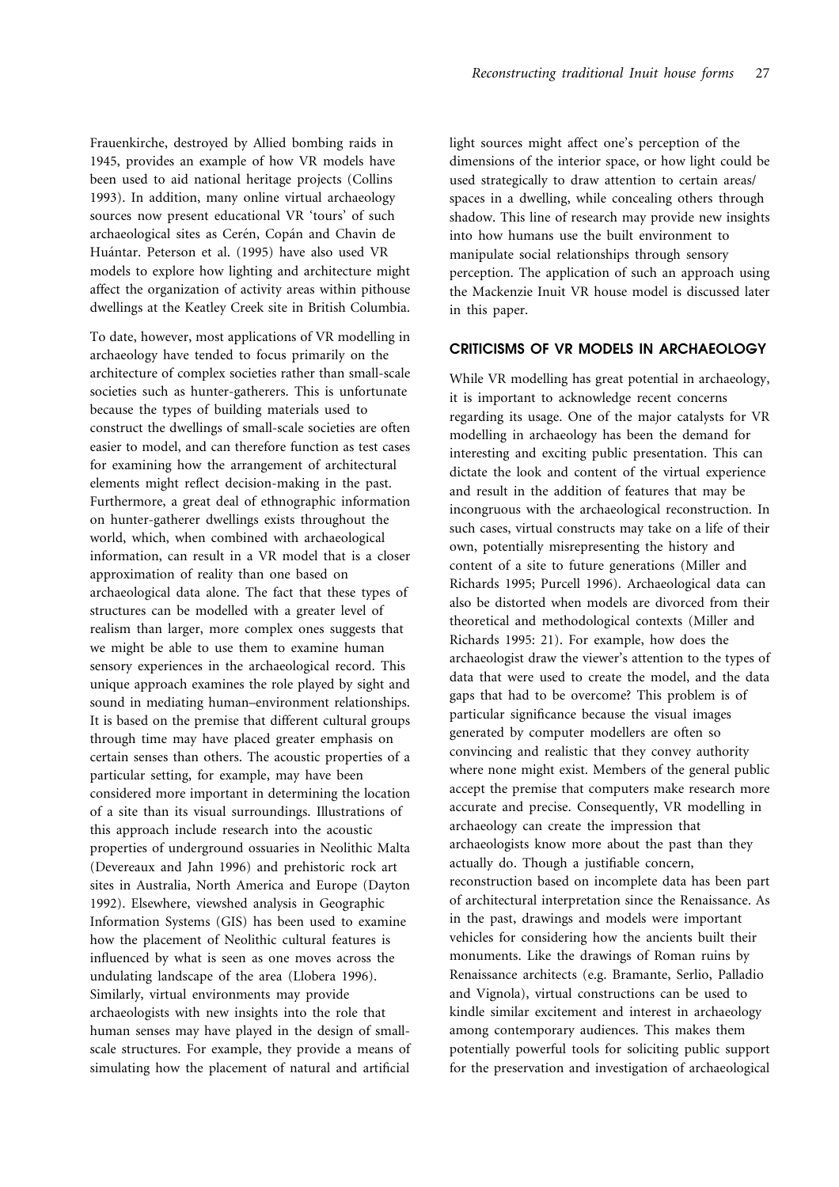Frauenkirche, destroyed by Allied bombing raids in 1945, provides an example of how VR models have been used to aid national heritage projects (Collins 1993). In addition, many online virtual archaeology sources now present educational VR 'tours' of such archaeological sites as Cerén, Copán and Chavin de Huántar. Peterson et al. (1995) have also used VR models to explore how lighting and architecture might affect the organization of activity areas within pithouse dwellings at the Keatley Creek site in British Columbia.

To date, however, most applications of VR modelling in archaeology have tended to focus primarily on the architecture of complex societies rather than small-scale societies such as hunter-gatherers. This is unfortunate because the types of building materials used to construct the dwellings of small-scale societies are often easier to model, and can therefore function as test cases for examining how the arrangement of architectural elements might reflect decision-making in the past. Furthermore, a great deal of ethnographic information on hunter-gatherer dwellings exists throughout the world, which, when combined with archaeological information, can result in a VR model that is a closer approximation of reality than one based on archaeological data alone. The fact that these types of structures can be modelled with a greater level of realism than larger, more complex ones suggests that we might be able to use them to examine human sensory experiences in the archaeological record. This unique approach examines the role played by sight and sound in mediating human–environment relationships. It is based on the premise that different cultural groups through time may have placed greater emphasis on certain senses than others. The acoustic properties of a particular setting, for example, may have been considered more important in determining the location of a site than its visual surroundings. Illustrations of this approach include research into the acoustic properties of underground ossuaries in Neolithic Malta (Devereaux and Jahn 1996) and prehistoric rock art sites in Australia, North America and Europe (Dayton 1992). Elsewhere, viewshed analysis in Geographic Information Systems (GIS) has been used to examine how the placement of Neolithic cultural features is influenced by what is seen as one moves across the undulating landscape of the area (Llobera 1996). Similarly, virtual environments may provide archaeologists with new insights into the role that human senses may have played in the design of small-scale structures. For example, they provide a means of simulating how the placement of natural and artificial light sources might affect one's perception of the dimensions of the interior space, or how light could be used strategically to draw attention to certain areas/spaces in a dwelling, while concealing others through shadow. This line of research may provide new insights into how humans use the built environment to manipulate social relationships through sensory perception. The application of such an approach using the Mackenzie Inuit VR house model is discussed later in this paper.

## CRITICISMS OF VR MODELS IN ARCHAEOLOGY

While VR modelling has great potential in archaeology, it is important to acknowledge recent concerns regarding its usage. One of the major catalysts for VR modelling in archaeology has been the demand for interesting and exciting public presentation. This can dictate the look and content of the virtual experience and result in the addition of features that may be incongruous with the archaeological reconstruction. In such cases, virtual constructs may take on a life of their own, potentially misrepresenting the history and content of a site to future generations (Miller and Richards 1995; Purcell 1996). Archaeological data can also be distorted when models are divorced from their theoretical and methodological contexts (Miller and Richards 1995: 21). For example, how does the archaeologist draw the viewer's attention to the types of data that were used to create the model, and the data gaps that had to be overcome? This problem is of particular significance because the visual images generated by computer modellers are often so convincing and realistic that they convey authority where none might exist. Members of the general public accept the premise that computers make research more accurate and precise. Consequently, VR modelling in archaeology can create the impression that archaeologists know more about the past than they actually do. Though a justifiable concern, reconstruction based on incomplete data has been part of architectural interpretation since the Renaissance. As in the past, drawings and models were important vehicles for considering how the ancients built their monuments. Like the drawings of Roman ruins by Renaissance architects (e.g. Bramante, Serlio, Palladio and Vignola), virtual constructions can be used to kindle similar excitement and interest in archaeology among contemporary audiences. This makes them potentially powerful tools for soliciting public support for the preservation and investigation of archaeological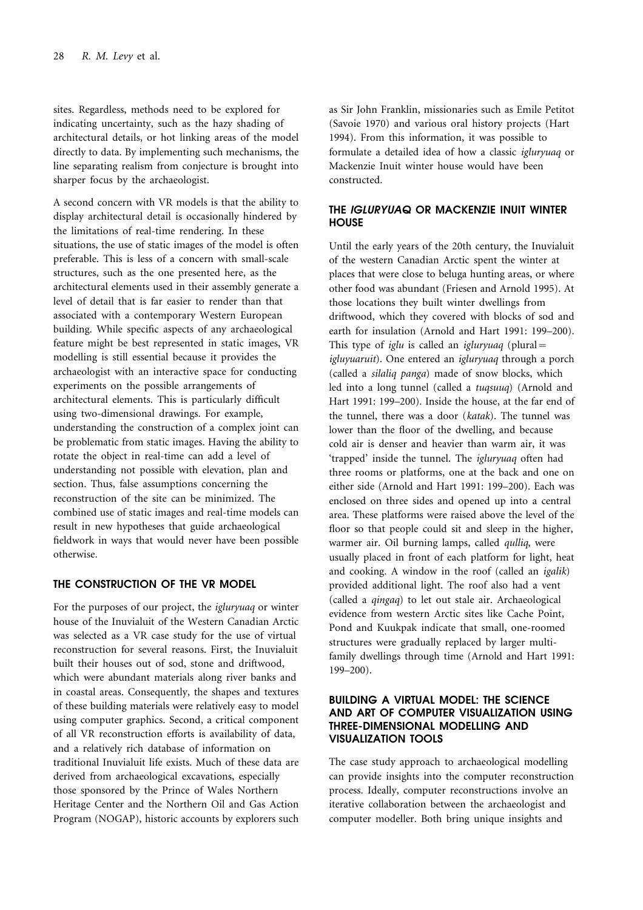sites. Regardless, methods need to be explored for indicating uncertainty, such as the hazy shading of architectural details, or hot linking areas of the model directly to data. By implementing such mechanisms, the line separating realism from conjecture is brought into sharper focus by the archaeologist.

A second concern with VR models is that the ability to display architectural detail is occasionally hindered by the limitations of real-time rendering. In these situations, the use of static images of the model is often preferable. This is less of a concern with small-scale structures, such as the one presented here, as the architectural elements used in their assembly generate a level of detail that is far easier to render than that associated with a contemporary Western European building. While specific aspects of any archaeological feature might be best represented in static images, VR modelling is still essential because it provides the archaeologist with an interactive space for conducting experiments on the possible arrangements of architectural elements. This is particularly difficult using two-dimensional drawings. For example, understanding the construction of a complex joint can be problematic from static images. Having the ability to rotate the object in real-time can add a level of understanding not possible with elevation, plan and section. Thus, false assumptions concerning the reconstruction of the site can be minimized. The combined use of static images and real-time models can result in new hypotheses that guide archaeological fieldwork in ways that would never have been possible otherwise.

## THE CONSTRUCTION OF THE VR MODEL

For the purposes of our project, the *igluryuaq* or winter house of the Inuvialuit of the Western Canadian Arctic was selected as a VR case study for the use of virtual reconstruction for several reasons. First, the Inuvialuit built their houses out of sod, stone and driftwood, which were abundant materials along river banks and in coastal areas. Consequently, the shapes and textures of these building materials were relatively easy to model using computer graphics. Second, a critical component of all VR reconstruction efforts is availability of data, and a relatively rich database of information on traditional Inuvialuit life exists. Much of these data are derived from archaeological excavations, especially those sponsored by the Prince of Wales Northern Heritage Center and the Northern Oil and Gas Action Program (NOGAP), historic accounts by explorers such as Sir John Franklin, missionaries such as Emile Petitot (Savoie 1970) and various oral history projects (Hart 1994). From this information, it was possible to formulate a detailed idea of how a classic *igluryuaq* or Mackenzie Inuit winter house would have been constructed.

## THE *IGLURYUAQ* OR MACKENZIE INUIT WINTER HOUSE

Until the early years of the 20th century, the Inuvialuit of the western Canadian Arctic spent the winter at places that were close to beluga hunting areas, or where other food was abundant (Friesen and Arnold 1995). At those locations they built winter dwellings from driftwood, which they covered with blocks of sod and earth for insulation (Arnold and Hart 1991: 199–200). This type of *iglu* is called an *igluryuaq* (plural = *igluyuaruit*). One entered an *igluryuaq* through a porch (called a *silaliq panga*) made of snow blocks, which led into a long tunnel (called a *tuqsuuq*) (Arnold and Hart 1991: 199–200). Inside the house, at the far end of the tunnel, there was a door (*katak*). The tunnel was lower than the floor of the dwelling, and because cold air is denser and heavier than warm air, it was 'trapped' inside the tunnel. The *igluryuaq* often had three rooms or platforms, one at the back and one on either side (Arnold and Hart 1991: 199–200). Each was enclosed on three sides and opened up into a central area. These platforms were raised above the level of the floor so that people could sit and sleep in the higher, warmer air. Oil burning lamps, called *qulliq*, were usually placed in front of each platform for light, heat and cooking. A window in the roof (called an *igalik*) provided additional light. The roof also had a vent (called a *qingaq*) to let out stale air. Archaeological evidence from western Arctic sites like Cache Point, Pond and Kuukpak indicate that small, one-roomed structures were gradually replaced by larger multi-family dwellings through time (Arnold and Hart 1991: 199–200).

## BUILDING A VIRTUAL MODEL: THE SCIENCE AND ART OF COMPUTER VISUALIZATION USING THREE-DIMENSIONAL MODELLING AND VISUALIZATION TOOLS

The case study approach to archaeological modelling can provide insights into the computer reconstruction process. Ideally, computer reconstructions involve an iterative collaboration between the archaeologist and computer modeller. Both bring unique insights and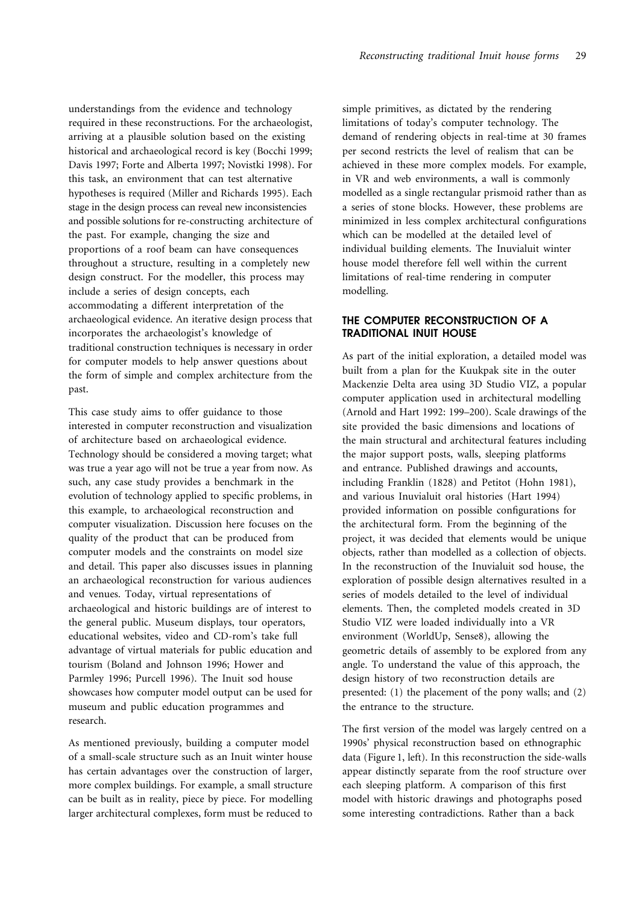understandings from the evidence and technology required in these reconstructions. For the archaeologist, arriving at a plausible solution based on the existing historical and archaeological record is key (Bocchi 1999; Davis 1997; Forte and Alberta 1997; Novistki 1998). For this task, an environment that can test alternative hypotheses is required (Miller and Richards 1995). Each stage in the design process can reveal new inconsistencies and possible solutions for re-constructing architecture of the past. For example, changing the size and proportions of a roof beam can have consequences throughout a structure, resulting in a completely new design construct. For the modeller, this process may include a series of design concepts, each accommodating a different interpretation of the archaeological evidence. An iterative design process that incorporates the archaeologist's knowledge of traditional construction techniques is necessary in order for computer models to help answer questions about the form of simple and complex architecture from the past.

This case study aims to offer guidance to those interested in computer reconstruction and visualization of architecture based on archaeological evidence. Technology should be considered a moving target; what was true a year ago will not be true a year from now. As such, any case study provides a benchmark in the evolution of technology applied to specific problems, in this example, to archaeological reconstruction and computer visualization. Discussion here focuses on the quality of the product that can be produced from computer models and the constraints on model size and detail. This paper also discusses issues in planning an archaeological reconstruction for various audiences and venues. Today, virtual representations of archaeological and historic buildings are of interest to the general public. Museum displays, tour operators, educational websites, video and CD-rom's take full advantage of virtual materials for public education and tourism (Boland and Johnson 1996; Hower and Parmley 1996; Purcell 1996). The Inuit sod house showcases how computer model output can be used for museum and public education programmes and research.

As mentioned previously, building a computer model of a small-scale structure such as an Inuit winter house has certain advantages over the construction of larger, more complex buildings. For example, a small structure can be built as in reality, piece by piece. For modelling larger architectural complexes, form must be reduced to simple primitives, as dictated by the rendering limitations of today's computer technology. The demand of rendering objects in real-time at 30 frames per second restricts the level of realism that can be achieved in these more complex models. For example, in VR and web environments, a wall is commonly modelled as a single rectangular prismoid rather than as a series of stone blocks. However, these problems are minimized in less complex architectural configurations which can be modelled at the detailed level of individual building elements. The Inuvialuit winter house model therefore fell well within the current limitations of real-time rendering in computer modelling.

## THE COMPUTER RECONSTRUCTION OF A TRADITIONAL INUIT HOUSE

As part of the initial exploration, a detailed model was built from a plan for the Kuukpak site in the outer Mackenzie Delta area using 3D Studio VIZ, a popular computer application used in architectural modelling (Arnold and Hart 1992: 199–200). Scale drawings of the site provided the basic dimensions and locations of the main structural and architectural features including the major support posts, walls, sleeping platforms and entrance. Published drawings and accounts, including Franklin (1828) and Petitot (Hohn 1981), and various Inuvialuit oral histories (Hart 1994) provided information on possible configurations for the architectural form. From the beginning of the project, it was decided that elements would be unique objects, rather than modelled as a collection of objects. In the reconstruction of the Inuvialuit sod house, the exploration of possible design alternatives resulted in a series of models detailed to the level of individual elements. Then, the completed models created in 3D Studio VIZ were loaded individually into a VR environment (WorldUp, Sense8), allowing the geometric details of assembly to be explored from any angle. To understand the value of this approach, the design history of two reconstruction details are presented: (1) the placement of the pony walls; and (2) the entrance to the structure.

The first version of the model was largely centred on a 1990s' physical reconstruction based on ethnographic data (Figure 1, left). In this reconstruction the side-walls appear distinctly separate from the roof structure over each sleeping platform. A comparison of this first model with historic drawings and photographs posed some interesting contradictions. Rather than a back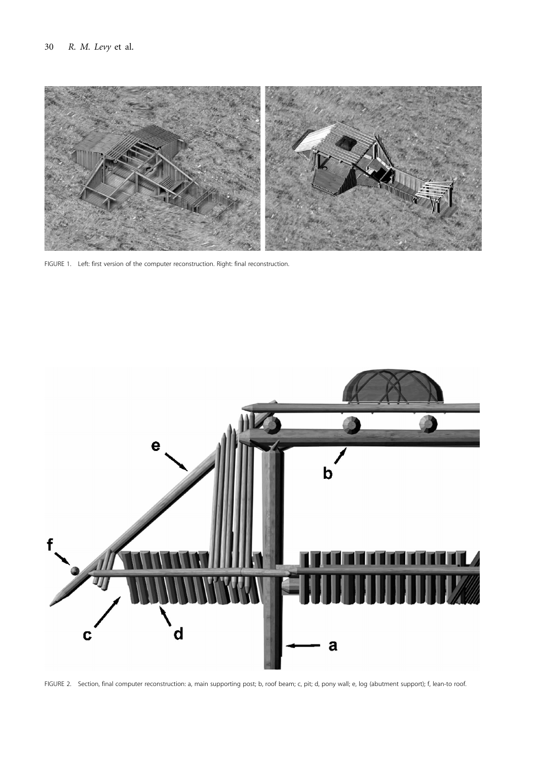FIGURE 1. Left: first version of the computer reconstruction. Right: final reconstruction.

FIGURE 2. Section, final computer reconstruction: a, main supporting post; b, roof beam; c, pit; d, pony wall; e, log (abutment support); f, lean-to roof.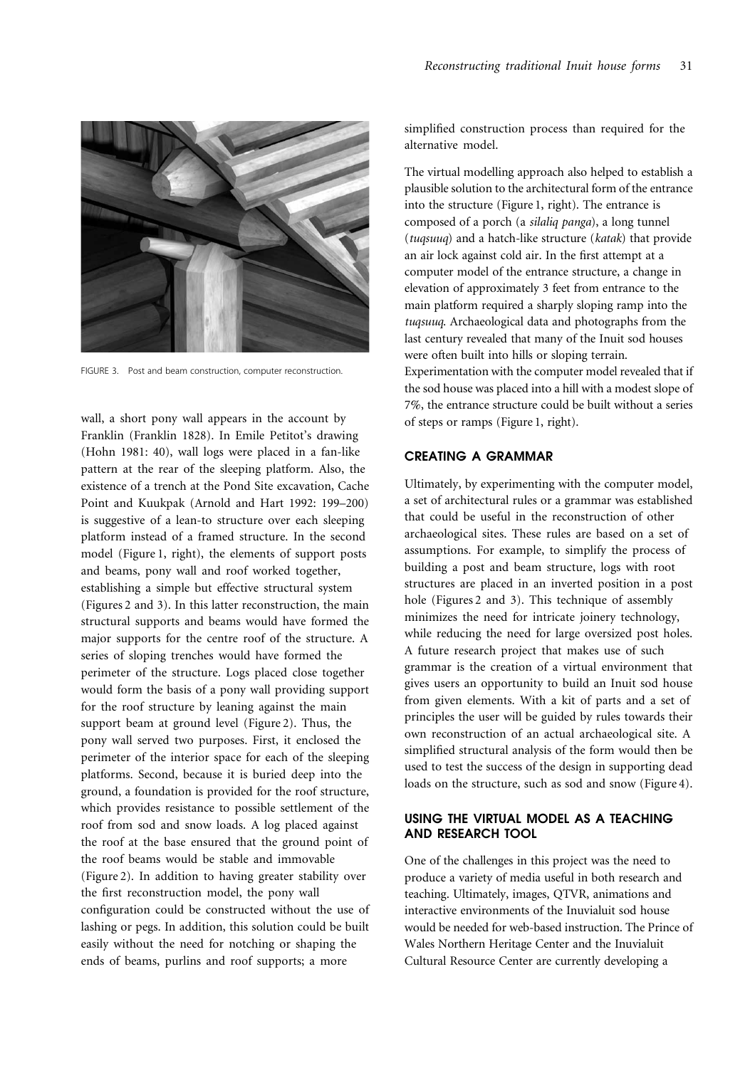FIGURE 3. Post and beam construction, computer reconstruction.

wall, a short pony wall appears in the account by Franklin (Franklin 1828). In Emile Petitot's drawing (Hohn 1981: 40), wall logs were placed in a fan-like pattern at the rear of the sleeping platform. Also, the existence of a trench at the Pond Site excavation, Cache Point and Kuukpak (Arnold and Hart 1992: 199–200) is suggestive of a lean-to structure over each sleeping platform instead of a framed structure. In the second model (Figure 1, right), the elements of support posts and beams, pony wall and roof worked together, establishing a simple but effective structural system (Figures 2 and 3). In this latter reconstruction, the main structural supports and beams would have formed the major supports for the centre roof of the structure. A series of sloping trenches would have formed the perimeter of the structure. Logs placed close together would form the basis of a pony wall providing support for the roof structure by leaning against the main support beam at ground level (Figure 2). Thus, the pony wall served two purposes. First, it enclosed the perimeter of the interior space for each of the sleeping platforms. Second, because it is buried deep into the ground, a foundation is provided for the roof structure, which provides resistance to possible settlement of the roof from sod and snow loads. A log placed against the roof at the base ensured that the ground point of the roof beams would be stable and immovable (Figure 2). In addition to having greater stability over the first reconstruction model, the pony wall configuration could be constructed without the use of lashing or pegs. In addition, this solution could be built easily without the need for notching or shaping the ends of beams, purlins and roof supports; a more simplified construction process than required for the alternative model.

The virtual modelling approach also helped to establish a plausible solution to the architectural form of the entrance into the structure (Figure 1, right). The entrance is composed of a porch (a *silaliq panga*), a long tunnel (*tuqsuuq*) and a hatch-like structure (*katak*) that provide an air lock against cold air. In the first attempt at a computer model of the entrance structure, a change in elevation of approximately 3 feet from entrance to the main platform required a sharply sloping ramp into the *tuqsuuq*. Archaeological data and photographs from the last century revealed that many of the Inuit sod houses were often built into hills or sloping terrain. Experimentation with the computer model revealed that if the sod house was placed into a hill with a modest slope of 7%, the entrance structure could be built without a series of steps or ramps (Figure 1, right).

## CREATING A GRAMMAR

Ultimately, by experimenting with the computer model, a set of architectural rules or a grammar was established that could be useful in the reconstruction of other archaeological sites. These rules are based on a set of assumptions. For example, to simplify the process of building a post and beam structure, logs with root structures are placed in an inverted position in a post hole (Figures 2 and 3). This technique of assembly minimizes the need for intricate joinery technology, while reducing the need for large oversized post holes. A future research project that makes use of such grammar is the creation of a virtual environment that gives users an opportunity to build an Inuit sod house from given elements. With a kit of parts and a set of principles the user will be guided by rules towards their own reconstruction of an actual archaeological site. A simplified structural analysis of the form would then be used to test the success of the design in supporting dead loads on the structure, such as sod and snow (Figure 4).

## USING THE VIRTUAL MODEL AS A TEACHING AND RESEARCH TOOL

One of the challenges in this project was the need to produce a variety of media useful in both research and teaching. Ultimately, images, QTVR, animations and interactive environments of the Inuvialuit sod house would be needed for web-based instruction. The Prince of Wales Northern Heritage Center and the Inuvialuit Cultural Resource Center are currently developing a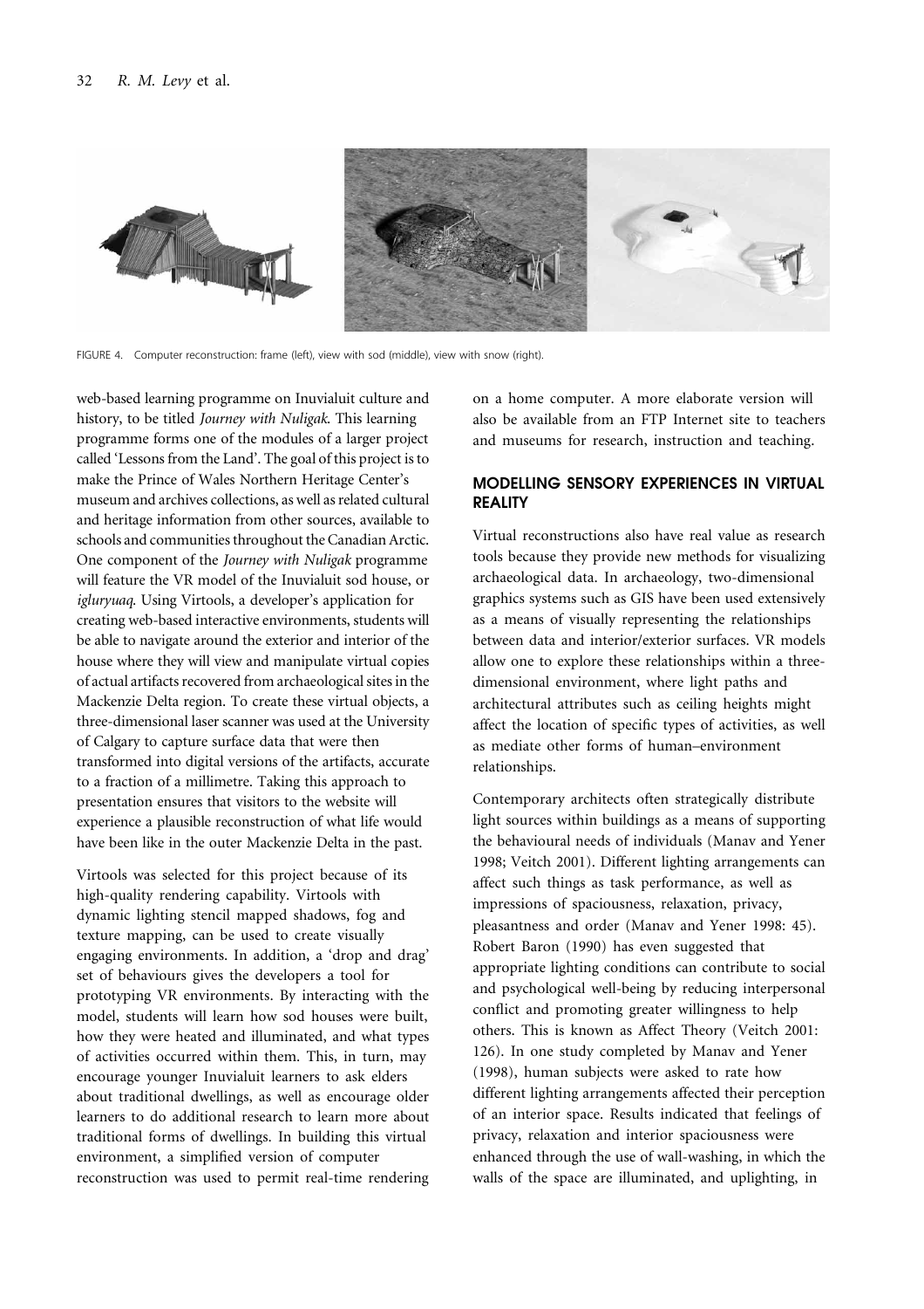FIGURE 4. Computer reconstruction: frame (left), view with sod (middle), view with snow (right).

web-based learning programme on Inuvialuit culture and history, to be titled *Journey with Nuligak*. This learning programme forms one of the modules of a larger project called 'Lessons from the Land'. The goal of this project is to make the Prince of Wales Northern Heritage Center's museum and archives collections, as well as related cultural and heritage information from other sources, available to schools and communities throughout the Canadian Arctic. One component of the *Journey with Nuligak* programme will feature the VR model of the Inuvialuit sod house, or *igluryuaq*. Using Virtools, a developer's application for creating web-based interactive environments, students will be able to navigate around the exterior and interior of the house where they will view and manipulate virtual copies of actual artifacts recovered from archaeological sites in the Mackenzie Delta region. To create these virtual objects, a three-dimensional laser scanner was used at the University of Calgary to capture surface data that were then transformed into digital versions of the artifacts, accurate to a fraction of a millimetre. Taking this approach to presentation ensures that visitors to the website will experience a plausible reconstruction of what life would have been like in the outer Mackenzie Delta in the past.

Virtools was selected for this project because of its high-quality rendering capability. Virtools with dynamic lighting stencil mapped shadows, fog and texture mapping, can be used to create visually engaging environments. In addition, a 'drop and drag' set of behaviours gives the developers a tool for prototyping VR environments. By interacting with the model, students will learn how sod houses were built, how they were heated and illuminated, and what types of activities occurred within them. This, in turn, may encourage younger Inuvialuit learners to ask elders about traditional dwellings, as well as encourage older learners to do additional research to learn more about traditional forms of dwellings. In building this virtual environment, a simplified version of computer reconstruction was used to permit real-time rendering on a home computer. A more elaborate version will also be available from an FTP Internet site to teachers and museums for research, instruction and teaching.

## MODELLING SENSORY EXPERIENCES IN VIRTUAL REALITY

Virtual reconstructions also have real value as research tools because they provide new methods for visualizing archaeological data. In archaeology, two-dimensional graphics systems such as GIS have been used extensively as a means of visually representing the relationships between data and interior/exterior surfaces. VR models allow one to explore these relationships within a three-dimensional environment, where light paths and architectural attributes such as ceiling heights might affect the location of specific types of activities, as well as mediate other forms of human–environment relationships.

Contemporary architects often strategically distribute light sources within buildings as a means of supporting the behavioural needs of individuals (Manav and Yener 1998; Veitch 2001). Different lighting arrangements can affect such things as task performance, as well as impressions of spaciousness, relaxation, privacy, pleasantness and order (Manav and Yener 1998: 45). Robert Baron (1990) has even suggested that appropriate lighting conditions can contribute to social and psychological well-being by reducing interpersonal conflict and promoting greater willingness to help others. This is known as Affect Theory (Veitch 2001: 126). In one study completed by Manav and Yener (1998), human subjects were asked to rate how different lighting arrangements affected their perception of an interior space. Results indicated that feelings of privacy, relaxation and interior spaciousness were enhanced through the use of wall-washing, in which the walls of the space are illuminated, and uplighting, in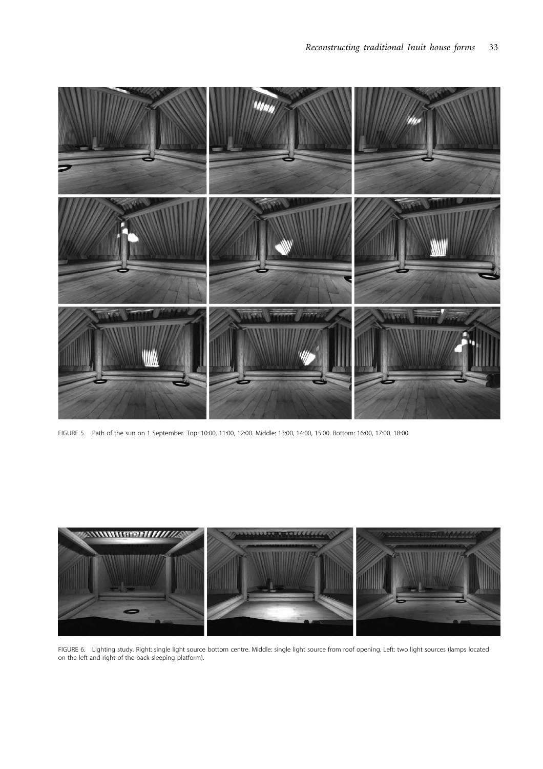FIGURE 5. Path of the sun on 1 September. Top: 10:00, 11:00, 12:00. Middle: 13:00, 14:00, 15:00. Bottom: 16:00, 17:00. 18:00.

FIGURE 6. Lighting study. Right: single light source bottom centre. Middle: single light source from roof opening. Left: two light sources (lamps located on the left and right of the back sleeping platform).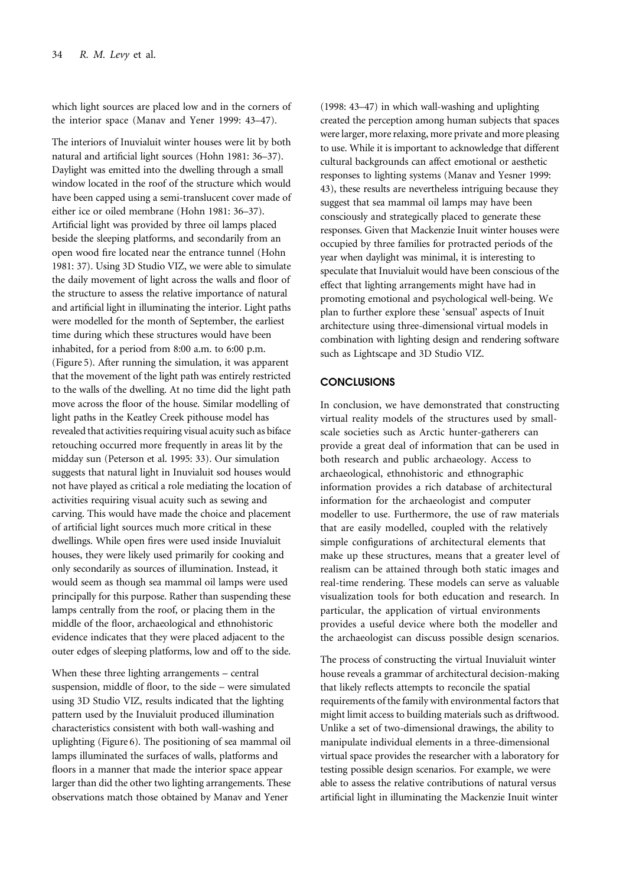which light sources are placed low and in the corners of the interior space (Manav and Yener 1999: 43–47).

The interiors of Inuvialuit winter houses were lit by both natural and artificial light sources (Hohn 1981: 36–37). Daylight was emitted into the dwelling through a small window located in the roof of the structure which would have been capped using a semi-translucent cover made of either ice or oiled membrane (Hohn 1981: 36–37). Artificial light was provided by three oil lamps placed beside the sleeping platforms, and secondarily from an open wood fire located near the entrance tunnel (Hohn 1981: 37). Using 3D Studio VIZ, we were able to simulate the daily movement of light across the walls and floor of the structure to assess the relative importance of natural and artificial light in illuminating the interior. Light paths were modelled for the month of September, the earliest time during which these structures would have been inhabited, for a period from 8:00 a.m. to 6:00 p.m. (Figure 5). After running the simulation, it was apparent that the movement of the light path was entirely restricted to the walls of the dwelling. At no time did the light path move across the floor of the house. Similar modelling of light paths in the Keatley Creek pithouse model has revealed that activities requiring visual acuity such as biface retouching occurred more frequently in areas lit by the midday sun (Peterson et al. 1995: 33). Our simulation suggests that natural light in Inuvialuit sod houses would not have played as critical a role mediating the location of activities requiring visual acuity such as sewing and carving. This would have made the choice and placement of artificial light sources much more critical in these dwellings. While open fires were used inside Inuvialuit houses, they were likely used primarily for cooking and only secondarily as sources of illumination. Instead, it would seem as though sea mammal oil lamps were used principally for this purpose. Rather than suspending these lamps centrally from the roof, or placing them in the middle of the floor, archaeological and ethnohistoric evidence indicates that they were placed adjacent to the outer edges of sleeping platforms, low and off to the side.

When these three lighting arrangements – central suspension, middle of floor, to the side – were simulated using 3D Studio VIZ, results indicated that the lighting pattern used by the Inuvialuit produced illumination characteristics consistent with both wall-washing and uplighting (Figure 6). The positioning of sea mammal oil lamps illuminated the surfaces of walls, platforms and floors in a manner that made the interior space appear larger than did the other two lighting arrangements. These observations match those obtained by Manav and Yener (1998: 43–47) in which wall-washing and uplighting created the perception among human subjects that spaces were larger, more relaxing, more private and more pleasing to use. While it is important to acknowledge that different cultural backgrounds can affect emotional or aesthetic responses to lighting systems (Manav and Yesner 1999: 43), these results are nevertheless intriguing because they suggest that sea mammal oil lamps may have been consciously and strategically placed to generate these responses. Given that Mackenzie Inuit winter houses were occupied by three families for protracted periods of the year when daylight was minimal, it is interesting to speculate that Inuvialuit would have been conscious of the effect that lighting arrangements might have had in promoting emotional and psychological well-being. We plan to further explore these 'sensual' aspects of Inuit architecture using three-dimensional virtual models in combination with lighting design and rendering software such as Lightscape and 3D Studio VIZ.

## CONCLUSIONS

In conclusion, we have demonstrated that constructing virtual reality models of the structures used by small-scale societies such as Arctic hunter-gatherers can provide a great deal of information that can be used in both research and public archaeology. Access to archaeological, ethnohistoric and ethnographic information provides a rich database of architectural information for the archaeologist and computer modeller to use. Furthermore, the use of raw materials that are easily modelled, coupled with the relatively simple configurations of architectural elements that make up these structures, means that a greater level of realism can be attained through both static images and real-time rendering. These models can serve as valuable visualization tools for both education and research. In particular, the application of virtual environments provides a useful device where both the modeller and the archaeologist can discuss possible design scenarios.

The process of constructing the virtual Inuvialuit winter house reveals a grammar of architectural decision-making that likely reflects attempts to reconcile the spatial requirements of the family with environmental factors that might limit access to building materials such as driftwood. Unlike a set of two-dimensional drawings, the ability to manipulate individual elements in a three-dimensional virtual space provides the researcher with a laboratory for testing possible design scenarios. For example, we were able to assess the relative contributions of natural versus artificial light in illuminating the Mackenzie Inuit winter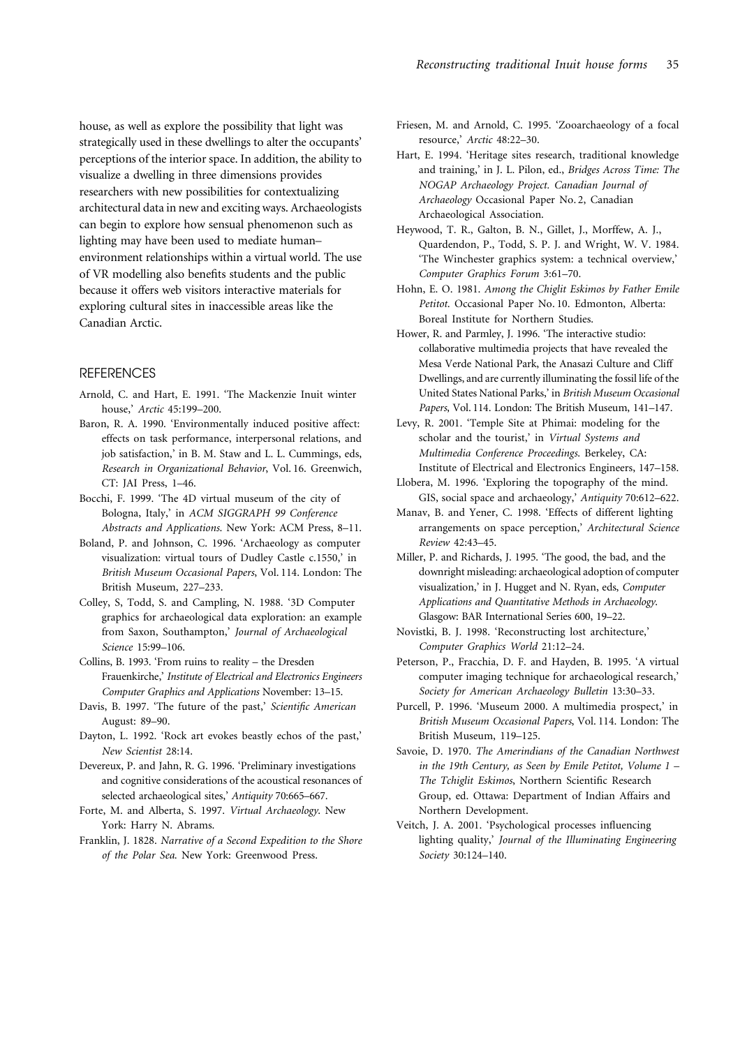house, as well as explore the possibility that light was strategically used in these dwellings to alter the occupants' perceptions of the interior space. In addition, the ability to visualize a dwelling in three dimensions provides researchers with new possibilities for contextualizing architectural data in new and exciting ways. Archaeologists can begin to explore how sensual phenomenon such as lighting may have been used to mediate human–environment relationships within a virtual world. The use of VR modelling also benefits students and the public because it offers web visitors interactive materials for exploring cultural sites in inaccessible areas like the Canadian Arctic.

## REFERENCES

Arnold, C. and Hart, E. 1991. 'The Mackenzie Inuit winter house,' *Arctic* 45:199–200.

Baron, R. A. 1990. 'Environmentally induced positive affect: effects on task performance, interpersonal relations, and job satisfaction,' in B. M. Staw and L. L. Cummings, eds, *Research in Organizational Behavior*, Vol. 16. Greenwich, CT: JAI Press, 1–46.

Bocchi, F. 1999. 'The 4D virtual museum of the city of Bologna, Italy,' in *ACM SIGGRAPH 99 Conference Abstracts and Applications*. New York: ACM Press, 8–11.

Boland, P. and Johnson, C. 1996. 'Archaeology as computer visualization: virtual tours of Dudley Castle c.1550,' in *British Museum Occasional Papers*, Vol. 114. London: The British Museum, 227–233.

Colley, S, Todd, S. and Campling, N. 1988. '3D Computer graphics for archaeological data exploration: an example from Saxon, Southampton,' *Journal of Archaeological Science* 15:99–106.

Collins, B. 1993. 'From ruins to reality – the Dresden Frauenkirche,' *Institute of Electrical and Electronics Engineers Computer Graphics and Applications* November: 13–15.

Davis, B. 1997. 'The future of the past,' *Scientific American* August: 89–90.

Dayton, L. 1992. 'Rock art evokes beastly echos of the past,' *New Scientist* 28:14.

Devereux, P. and Jahn, R. G. 1996. 'Preliminary investigations and cognitive considerations of the acoustical resonances of selected archaeological sites,' *Antiquity* 70:665–667.

Forte, M. and Alberta, S. 1997. *Virtual Archaeology*. New York: Harry N. Abrams.

Franklin, J. 1828. *Narrative of a Second Expedition to the Shore of the Polar Sea*. New York: Greenwood Press.

Friesen, M. and Arnold, C. 1995. 'Zooarchaeology of a focal resource,' *Arctic* 48:22–30.

Hart, E. 1994. 'Heritage sites research, traditional knowledge and training,' in J. L. Pilon, ed., *Bridges Across Time: The NOGAP Archaeology Project. Canadian Journal of Archaeology* Occasional Paper No. 2, Canadian Archaeological Association.

Heywood, T. R., Galton, B. N., Gillet, J., Morffew, A. J., Quardendon, P., Todd, S. P. J. and Wright, W. V. 1984. 'The Winchester graphics system: a technical overview,' *Computer Graphics Forum* 3:61–70.

Hohn, E. O. 1981. *Among the Chiglit Eskimos by Father Emile Petitot*. Occasional Paper No. 10. Edmonton, Alberta: Boreal Institute for Northern Studies.

Hower, R. and Parmley, J. 1996. 'The interactive studio: collaborative multimedia projects that have revealed the Mesa Verde National Park, the Anasazi Culture and Cliff Dwellings, and are currently illuminating the fossil life of the United States National Parks,' in *British Museum Occasional Papers*, Vol. 114. London: The British Museum, 141–147.

Levy, R. 2001. 'Temple Site at Phimai: modeling for the scholar and the tourist,' in *Virtual Systems and Multimedia Conference Proceedings*. Berkeley, CA: Institute of Electrical and Electronics Engineers, 147–158.

Llobera, M. 1996. 'Exploring the topography of the mind. GIS, social space and archaeology,' *Antiquity* 70:612–622.

Manav, B. and Yener, C. 1998. 'Effects of different lighting arrangements on space perception,' *Architectural Science Review* 42:43–45.

Miller, P. and Richards, J. 1995. 'The good, the bad, and the downright misleading: archaeological adoption of computer visualization,' in J. Hugget and N. Ryan, eds, *Computer Applications and Quantitative Methods in Archaeology*. Glasgow: BAR International Series 600, 19–22.

Novistki, B. J. 1998. 'Reconstructing lost architecture,' *Computer Graphics World* 21:12–24.

Peterson, P., Fracchia, D. F. and Hayden, B. 1995. 'A virtual computer imaging technique for archaeological research,' *Society for American Archaeology Bulletin* 13:30–33.

Purcell, P. 1996. 'Museum 2000. A multimedia prospect,' in *British Museum Occasional Papers*, Vol. 114. London: The British Museum, 119–125.

Savoie, D. 1970. *The Amerindians of the Canadian Northwest in the 19th Century, as Seen by Emile Petitot, Volume 1 – The Tchiglit Eskimos*, Northern Scientific Research Group, ed. Ottawa: Department of Indian Affairs and Northern Development.

Veitch, J. A. 2001. 'Psychological processes influencing lighting quality,' *Journal of the Illuminating Engineering Society* 30:124–140.